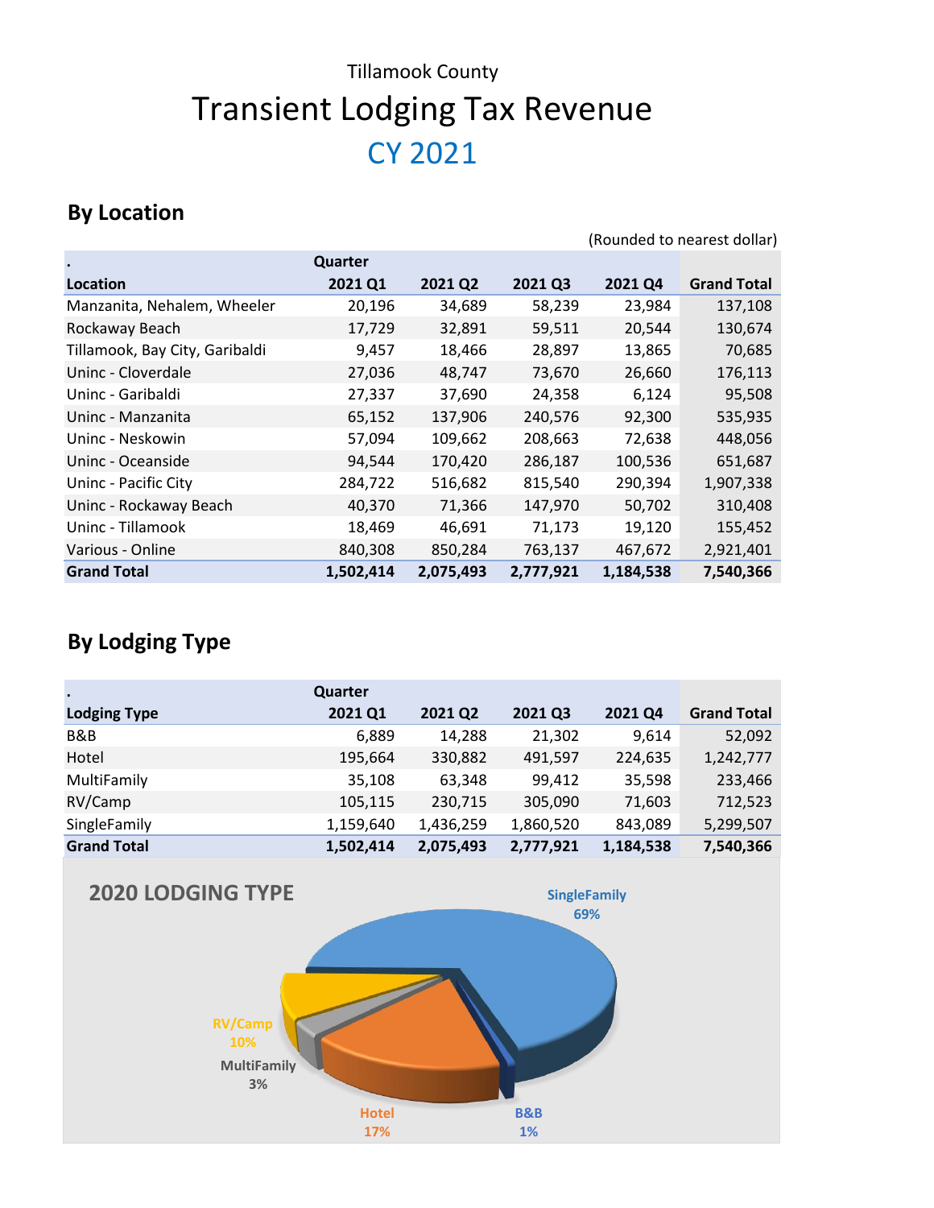Tillamook County

# Transient Lodging Tax Revenue

## CY 2021

### By Location

(Rounded to nearest dollar)

| . | Quarter | | | | |
|---|---|---|---|---|---|
| **Location** | **2021 Q1** | **2021 Q2** | **2021 Q3** | **2021 Q4** | **Grand Total** |
| Manzanita, Nehalem, Wheeler | 20,196 | 34,689 | 58,239 | 23,984 | 137,108 |
| Rockaway Beach | 17,729 | 32,891 | 59,511 | 20,544 | 130,674 |
| Tillamook, Bay City, Garibaldi | 9,457 | 18,466 | 28,897 | 13,865 | 70,685 |
| Uninc - Cloverdale | 27,036 | 48,747 | 73,670 | 26,660 | 176,113 |
| Uninc - Garibaldi | 27,337 | 37,690 | 24,358 | 6,124 | 95,508 |
| Uninc - Manzanita | 65,152 | 137,906 | 240,576 | 92,300 | 535,935 |
| Uninc - Neskowin | 57,094 | 109,662 | 208,663 | 72,638 | 448,056 |
| Uninc - Oceanside | 94,544 | 170,420 | 286,187 | 100,536 | 651,687 |
| Uninc - Pacific City | 284,722 | 516,682 | 815,540 | 290,394 | 1,907,338 |
| Uninc - Rockaway Beach | 40,370 | 71,366 | 147,970 | 50,702 | 310,408 |
| Uninc - Tillamook | 18,469 | 46,691 | 71,173 | 19,120 | 155,452 |
| Various - Online | 840,308 | 850,284 | 763,137 | 467,672 | 2,921,401 |
| **Grand Total** | **1,502,414** | **2,075,493** | **2,777,921** | **1,184,538** | **7,540,366** |

### By Lodging Type

| . | Quarter | | | | |
|---|---|---|---|---|---|
| **Lodging Type** | **2021 Q1** | **2021 Q2** | **2021 Q3** | **2021 Q4** | **Grand Total** |
| B&B | 6,889 | 14,288 | 21,302 | 9,614 | 52,092 |
| Hotel | 195,664 | 330,882 | 491,597 | 224,635 | 1,242,777 |
| MultiFamily | 35,108 | 63,348 | 99,412 | 35,598 | 233,466 |
| RV/Camp | 105,115 | 230,715 | 305,090 | 71,603 | 712,523 |
| SingleFamily | 1,159,640 | 1,436,259 | 1,860,520 | 843,089 | 5,299,507 |
| **Grand Total** | **1,502,414** | **2,075,493** | **2,777,921** | **1,184,538** | **7,540,366** |

**2020 LODGING TYPE**

SingleFamily 69%
RV/Camp 10%
MultiFamily 3%
Hotel 17%
B&B 1%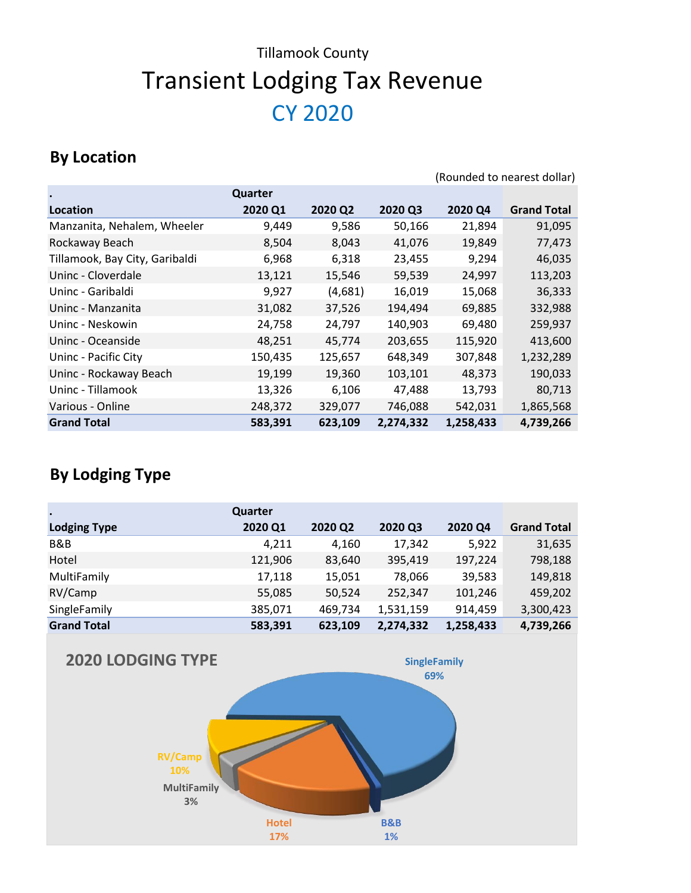Tillamook County

# Transient Lodging Tax Revenue

## CY 2020

### By Location

(Rounded to nearest dollar)

| Location | 2020 Q1 | 2020 Q2 | 2020 Q3 | 2020 Q4 | Grand Total |
|---|---|---|---|---|---|
| Manzanita, Nehalem, Wheeler | 9,449 | 9,586 | 50,166 | 21,894 | 91,095 |
| Rockaway Beach | 8,504 | 8,043 | 41,076 | 19,849 | 77,473 |
| Tillamook, Bay City, Garibaldi | 6,968 | 6,318 | 23,455 | 9,294 | 46,035 |
| Uninc - Cloverdale | 13,121 | 15,546 | 59,539 | 24,997 | 113,203 |
| Uninc - Garibaldi | 9,927 | (4,681) | 16,019 | 15,068 | 36,333 |
| Uninc - Manzanita | 31,082 | 37,526 | 194,494 | 69,885 | 332,988 |
| Uninc - Neskowin | 24,758 | 24,797 | 140,903 | 69,480 | 259,937 |
| Uninc - Oceanside | 48,251 | 45,774 | 203,655 | 115,920 | 413,600 |
| Uninc - Pacific City | 150,435 | 125,657 | 648,349 | 307,848 | 1,232,289 |
| Uninc - Rockaway Beach | 19,199 | 19,360 | 103,101 | 48,373 | 190,033 |
| Uninc - Tillamook | 13,326 | 6,106 | 47,488 | 13,793 | 80,713 |
| Various - Online | 248,372 | 329,077 | 746,088 | 542,031 | 1,865,568 |
| **Grand Total** | **583,391** | **623,109** | **2,274,332** | **1,258,433** | **4,739,266** |

### By Lodging Type

| Lodging Type | 2020 Q1 | 2020 Q2 | 2020 Q3 | 2020 Q4 | Grand Total |
|---|---|---|---|---|---|
| B&B | 4,211 | 4,160 | 17,342 | 5,922 | 31,635 |
| Hotel | 121,906 | 83,640 | 395,419 | 197,224 | 798,188 |
| MultiFamily | 17,118 | 15,051 | 78,066 | 39,583 | 149,818 |
| RV/Camp | 55,085 | 50,524 | 252,347 | 101,246 | 459,202 |
| SingleFamily | 385,071 | 469,734 | 1,531,159 | 914,459 | 3,300,423 |
| **Grand Total** | **583,391** | **623,109** | **2,274,332** | **1,258,433** | **4,739,266** |

**2020 LODGING TYPE**

SingleFamily 69%
Hotel 17%
RV/Camp 10%
MultiFamily 3%
B&B 1%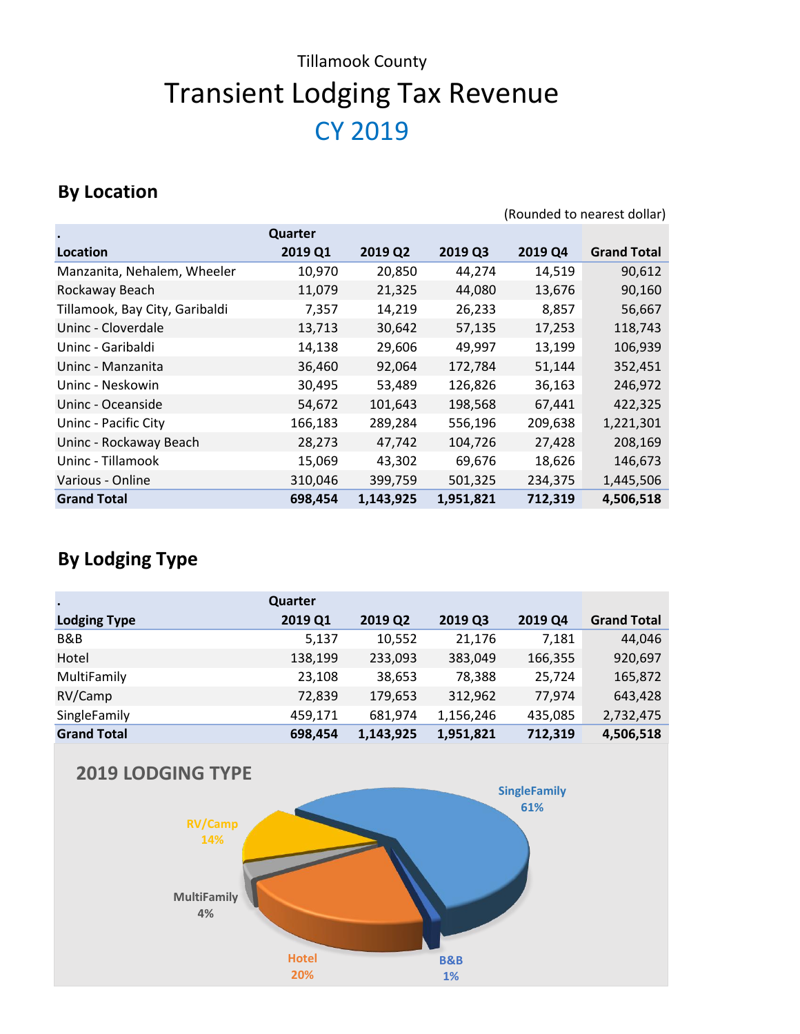Tillamook County

# Transient Lodging Tax Revenue

## CY 2019

### By Location

(Rounded to nearest dollar)

| . | Quarter | | | | |
|---|---|---|---|---|---|
| **Location** | **2019 Q1** | **2019 Q2** | **2019 Q3** | **2019 Q4** | **Grand Total** |
| Manzanita, Nehalem, Wheeler | 10,970 | 20,850 | 44,274 | 14,519 | 90,612 |
| Rockaway Beach | 11,079 | 21,325 | 44,080 | 13,676 | 90,160 |
| Tillamook, Bay City, Garibaldi | 7,357 | 14,219 | 26,233 | 8,857 | 56,667 |
| Uninc - Cloverdale | 13,713 | 30,642 | 57,135 | 17,253 | 118,743 |
| Uninc - Garibaldi | 14,138 | 29,606 | 49,997 | 13,199 | 106,939 |
| Uninc - Manzanita | 36,460 | 92,064 | 172,784 | 51,144 | 352,451 |
| Uninc - Neskowin | 30,495 | 53,489 | 126,826 | 36,163 | 246,972 |
| Uninc - Oceanside | 54,672 | 101,643 | 198,568 | 67,441 | 422,325 |
| Uninc - Pacific City | 166,183 | 289,284 | 556,196 | 209,638 | 1,221,301 |
| Uninc - Rockaway Beach | 28,273 | 47,742 | 104,726 | 27,428 | 208,169 |
| Uninc - Tillamook | 15,069 | 43,302 | 69,676 | 18,626 | 146,673 |
| Various - Online | 310,046 | 399,759 | 501,325 | 234,375 | 1,445,506 |
| **Grand Total** | **698,454** | **1,143,925** | **1,951,821** | **712,319** | **4,506,518** |

### By Lodging Type

| . | Quarter | | | | |
|---|---|---|---|---|---|
| **Lodging Type** | **2019 Q1** | **2019 Q2** | **2019 Q3** | **2019 Q4** | **Grand Total** |
| B&B | 5,137 | 10,552 | 21,176 | 7,181 | 44,046 |
| Hotel | 138,199 | 233,093 | 383,049 | 166,355 | 920,697 |
| MultiFamily | 23,108 | 38,653 | 78,388 | 25,724 | 165,872 |
| RV/Camp | 72,839 | 179,653 | 312,962 | 77,974 | 643,428 |
| SingleFamily | 459,171 | 681,974 | 1,156,246 | 435,085 | 2,732,475 |
| **Grand Total** | **698,454** | **1,143,925** | **1,951,821** | **712,319** | **4,506,518** |

**2019 LODGING TYPE**

SingleFamily 61%
RV/Camp 14%
MultiFamily 4%
Hotel 20%
B&B 1%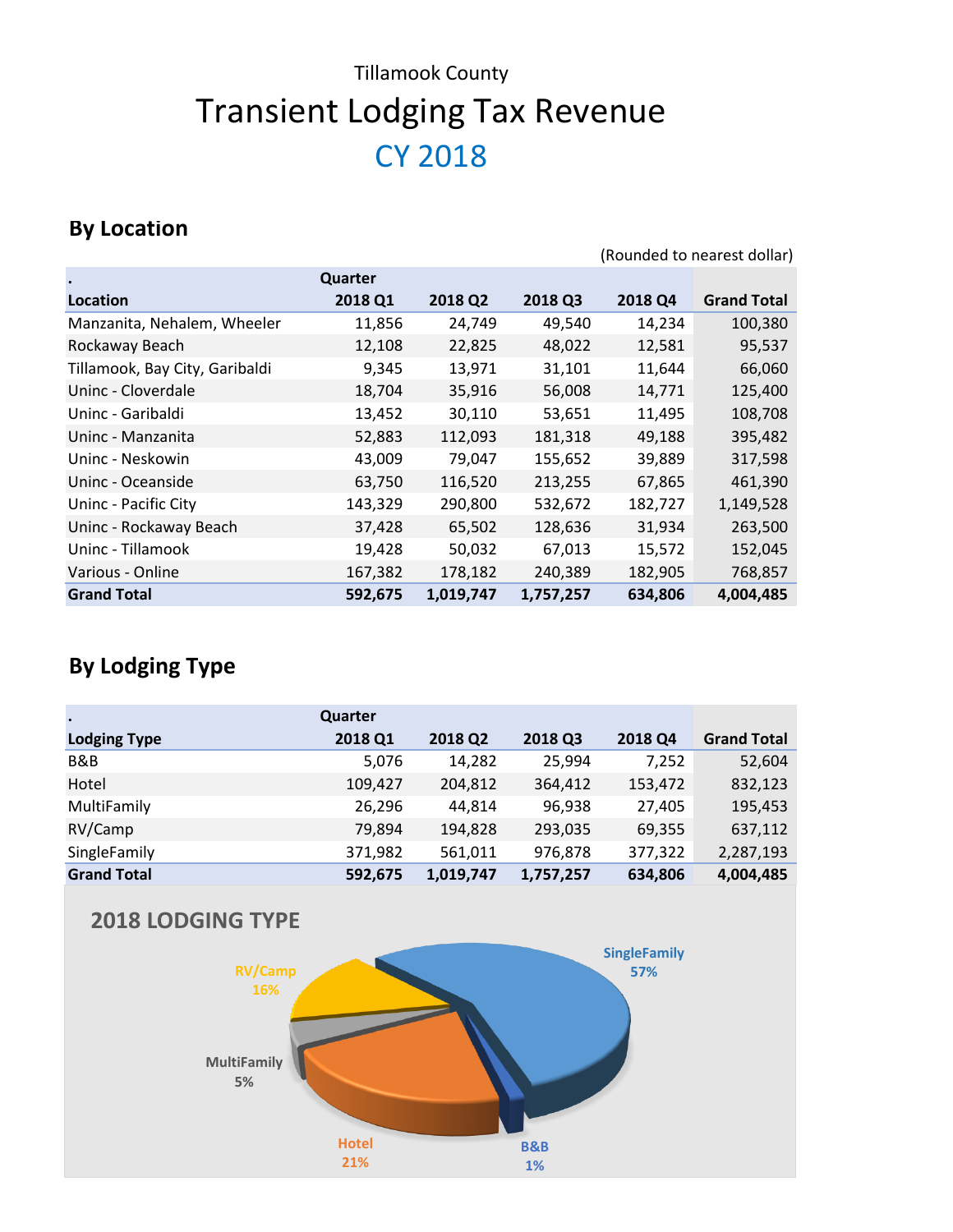Tillamook County

# Transient Lodging Tax Revenue

## CY 2018

### By Location

(Rounded to nearest dollar)

| . | Quarter | | | | |
|---|---|---|---|---|---|
| **Location** | **2018 Q1** | **2018 Q2** | **2018 Q3** | **2018 Q4** | **Grand Total** |
| Manzanita, Nehalem, Wheeler | 11,856 | 24,749 | 49,540 | 14,234 | 100,380 |
| Rockaway Beach | 12,108 | 22,825 | 48,022 | 12,581 | 95,537 |
| Tillamook, Bay City, Garibaldi | 9,345 | 13,971 | 31,101 | 11,644 | 66,060 |
| Uninc - Cloverdale | 18,704 | 35,916 | 56,008 | 14,771 | 125,400 |
| Uninc - Garibaldi | 13,452 | 30,110 | 53,651 | 11,495 | 108,708 |
| Uninc - Manzanita | 52,883 | 112,093 | 181,318 | 49,188 | 395,482 |
| Uninc - Neskowin | 43,009 | 79,047 | 155,652 | 39,889 | 317,598 |
| Uninc - Oceanside | 63,750 | 116,520 | 213,255 | 67,865 | 461,390 |
| Uninc - Pacific City | 143,329 | 290,800 | 532,672 | 182,727 | 1,149,528 |
| Uninc - Rockaway Beach | 37,428 | 65,502 | 128,636 | 31,934 | 263,500 |
| Uninc - Tillamook | 19,428 | 50,032 | 67,013 | 15,572 | 152,045 |
| Various - Online | 167,382 | 178,182 | 240,389 | 182,905 | 768,857 |
| **Grand Total** | **592,675** | **1,019,747** | **1,757,257** | **634,806** | **4,004,485** |

### By Lodging Type

| . | Quarter | | | | |
|---|---|---|---|---|---|
| **Lodging Type** | **2018 Q1** | **2018 Q2** | **2018 Q3** | **2018 Q4** | **Grand Total** |
| B&B | 5,076 | 14,282 | 25,994 | 7,252 | 52,604 |
| Hotel | 109,427 | 204,812 | 364,412 | 153,472 | 832,123 |
| MultiFamily | 26,296 | 44,814 | 96,938 | 27,405 | 195,453 |
| RV/Camp | 79,894 | 194,828 | 293,035 | 69,355 | 637,112 |
| SingleFamily | 371,982 | 561,011 | 976,878 | 377,322 | 2,287,193 |
| **Grand Total** | **592,675** | **1,019,747** | **1,757,257** | **634,806** | **4,004,485** |

**2018 LODGING TYPE**

SingleFamily 57%
RV/Camp 16%
MultiFamily 5%
Hotel 21%
B&B 1%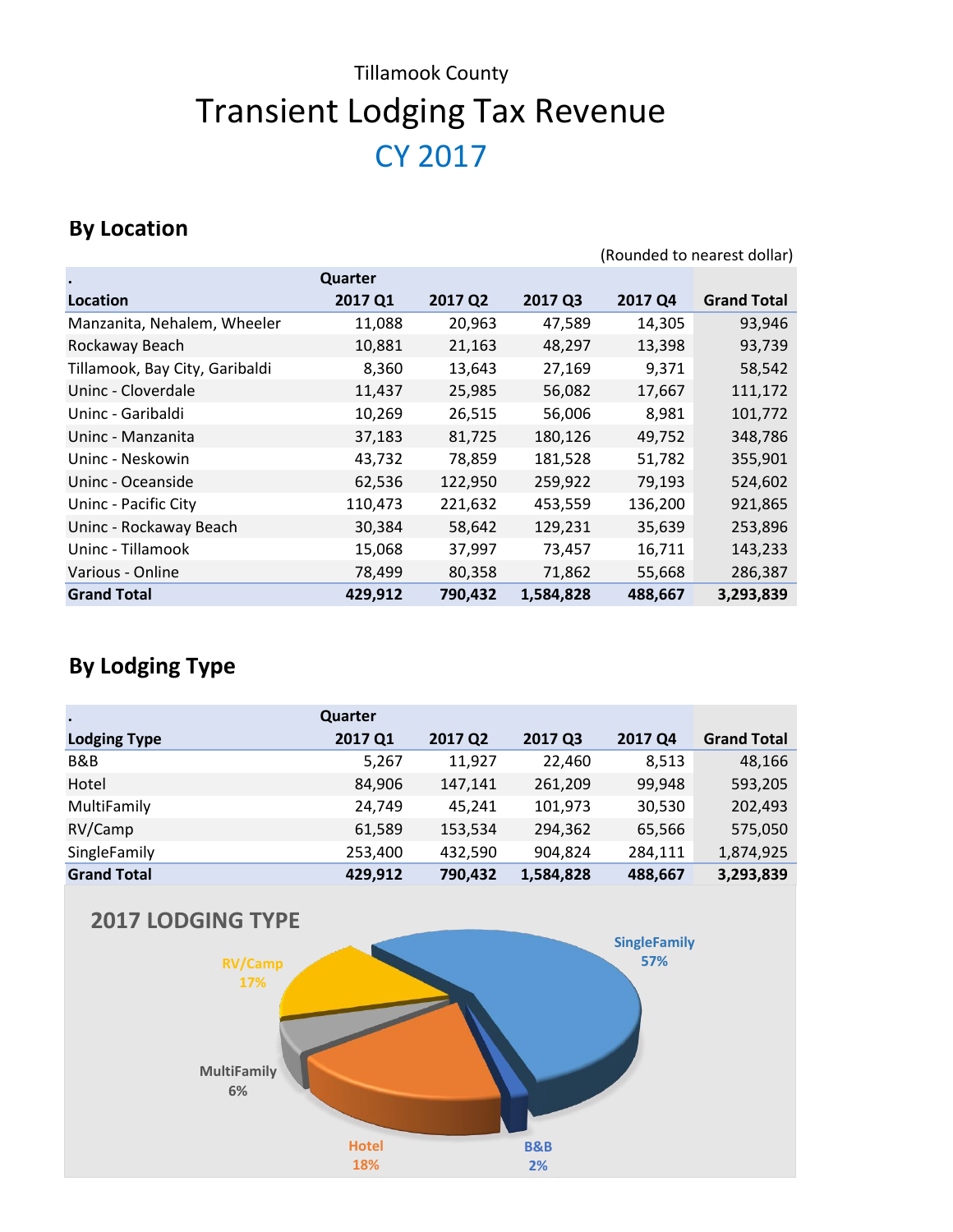Tillamook County

# Transient Lodging Tax Revenue

## CY 2017

### By Location

(Rounded to nearest dollar)

| . Location | Quarter 2017 Q1 | 2017 Q2 | 2017 Q3 | 2017 Q4 | Grand Total |
|---|---|---|---|---|---|
| Manzanita, Nehalem, Wheeler | 11,088 | 20,963 | 47,589 | 14,305 | 93,946 |
| Rockaway Beach | 10,881 | 21,163 | 48,297 | 13,398 | 93,739 |
| Tillamook, Bay City, Garibaldi | 8,360 | 13,643 | 27,169 | 9,371 | 58,542 |
| Uninc - Cloverdale | 11,437 | 25,985 | 56,082 | 17,667 | 111,172 |
| Uninc - Garibaldi | 10,269 | 26,515 | 56,006 | 8,981 | 101,772 |
| Uninc - Manzanita | 37,183 | 81,725 | 180,126 | 49,752 | 348,786 |
| Uninc - Neskowin | 43,732 | 78,859 | 181,528 | 51,782 | 355,901 |
| Uninc - Oceanside | 62,536 | 122,950 | 259,922 | 79,193 | 524,602 |
| Uninc - Pacific City | 110,473 | 221,632 | 453,559 | 136,200 | 921,865 |
| Uninc - Rockaway Beach | 30,384 | 58,642 | 129,231 | 35,639 | 253,896 |
| Uninc - Tillamook | 15,068 | 37,997 | 73,457 | 16,711 | 143,233 |
| Various - Online | 78,499 | 80,358 | 71,862 | 55,668 | 286,387 |
| **Grand Total** | **429,912** | **790,432** | **1,584,828** | **488,667** | **3,293,839** |

### By Lodging Type

| . Lodging Type | Quarter 2017 Q1 | 2017 Q2 | 2017 Q3 | 2017 Q4 | Grand Total |
|---|---|---|---|---|---|
| B&B | 5,267 | 11,927 | 22,460 | 8,513 | 48,166 |
| Hotel | 84,906 | 147,141 | 261,209 | 99,948 | 593,205 |
| MultiFamily | 24,749 | 45,241 | 101,973 | 30,530 | 202,493 |
| RV/Camp | 61,589 | 153,534 | 294,362 | 65,566 | 575,050 |
| SingleFamily | 253,400 | 432,590 | 904,824 | 284,111 | 1,874,925 |
| **Grand Total** | **429,912** | **790,432** | **1,584,828** | **488,667** | **3,293,839** |

**2017 LODGING TYPE**

| Lodging Type | Share |
|---|---|
| SingleFamily | 57% |
| Hotel | 18% |
| RV/Camp | 17% |
| MultiFamily | 6% |
| B&B | 2% |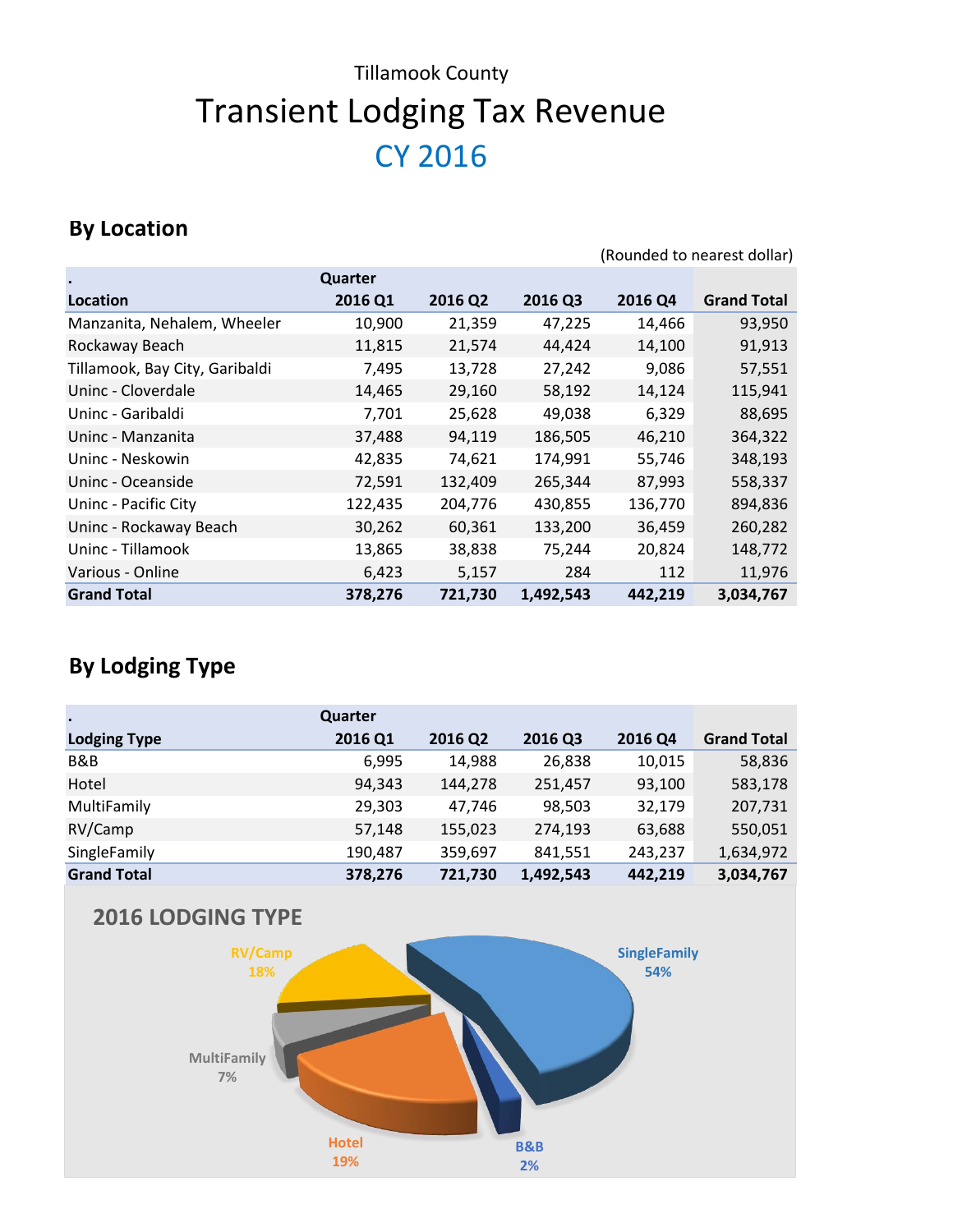Tillamook County

# Transient Lodging Tax Revenue

## CY 2016

### By Location

(Rounded to nearest dollar)

| Location | Quarter 2016 Q1 | 2016 Q2 | 2016 Q3 | 2016 Q4 | Grand Total |
|---|---|---|---|---|---|
| Manzanita, Nehalem, Wheeler | 10,900 | 21,359 | 47,225 | 14,466 | 93,950 |
| Rockaway Beach | 11,815 | 21,574 | 44,424 | 14,100 | 91,913 |
| Tillamook, Bay City, Garibaldi | 7,495 | 13,728 | 27,242 | 9,086 | 57,551 |
| Uninc - Cloverdale | 14,465 | 29,160 | 58,192 | 14,124 | 115,941 |
| Uninc - Garibaldi | 7,701 | 25,628 | 49,038 | 6,329 | 88,695 |
| Uninc - Manzanita | 37,488 | 94,119 | 186,505 | 46,210 | 364,322 |
| Uninc - Neskowin | 42,835 | 74,621 | 174,991 | 55,746 | 348,193 |
| Uninc - Oceanside | 72,591 | 132,409 | 265,344 | 87,993 | 558,337 |
| Uninc - Pacific City | 122,435 | 204,776 | 430,855 | 136,770 | 894,836 |
| Uninc - Rockaway Beach | 30,262 | 60,361 | 133,200 | 36,459 | 260,282 |
| Uninc - Tillamook | 13,865 | 38,838 | 75,244 | 20,824 | 148,772 |
| Various - Online | 6,423 | 5,157 | 284 | 112 | 11,976 |
| **Grand Total** | **378,276** | **721,730** | **1,492,543** | **442,219** | **3,034,767** |

### By Lodging Type

| Lodging Type | Quarter 2016 Q1 | 2016 Q2 | 2016 Q3 | 2016 Q4 | Grand Total |
|---|---|---|---|---|---|
| B&B | 6,995 | 14,988 | 26,838 | 10,015 | 58,836 |
| Hotel | 94,343 | 144,278 | 251,457 | 93,100 | 583,178 |
| MultiFamily | 29,303 | 47,746 | 98,503 | 32,179 | 207,731 |
| RV/Camp | 57,148 | 155,023 | 274,193 | 63,688 | 550,051 |
| SingleFamily | 190,487 | 359,697 | 841,551 | 243,237 | 1,634,972 |
| **Grand Total** | **378,276** | **721,730** | **1,492,543** | **442,219** | **3,034,767** |

**2016 LODGING TYPE**

| Lodging Type | Share |
|---|---|
| SingleFamily | 54% |
| Hotel | 19% |
| RV/Camp | 18% |
| MultiFamily | 7% |
| B&B | 2% |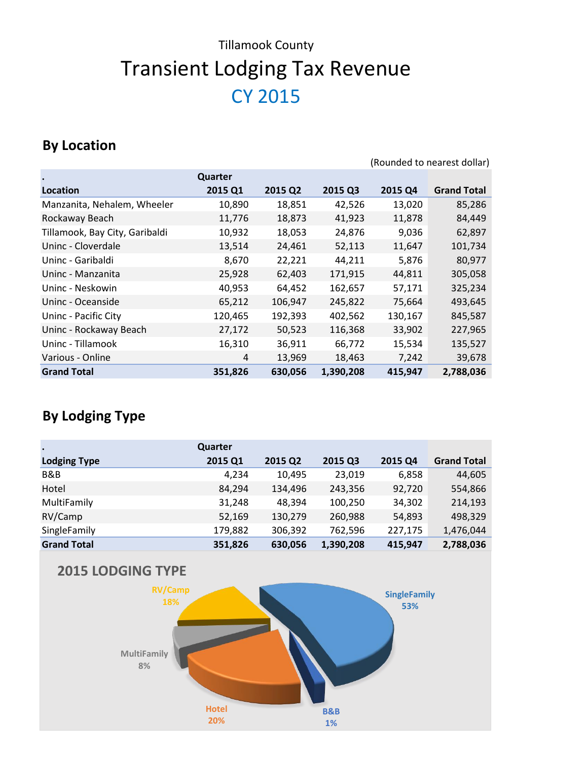Tillamook County

# Transient Lodging Tax Revenue

## CY 2015

### By Location

(Rounded to nearest dollar)

| . Location | Quarter 2015 Q1 | 2015 Q2 | 2015 Q3 | 2015 Q4 | Grand Total |
|---|---|---|---|---|---|
| Manzanita, Nehalem, Wheeler | 10,890 | 18,851 | 42,526 | 13,020 | 85,286 |
| Rockaway Beach | 11,776 | 18,873 | 41,923 | 11,878 | 84,449 |
| Tillamook, Bay City, Garibaldi | 10,932 | 18,053 | 24,876 | 9,036 | 62,897 |
| Uninc - Cloverdale | 13,514 | 24,461 | 52,113 | 11,647 | 101,734 |
| Uninc - Garibaldi | 8,670 | 22,221 | 44,211 | 5,876 | 80,977 |
| Uninc - Manzanita | 25,928 | 62,403 | 171,915 | 44,811 | 305,058 |
| Uninc - Neskowin | 40,953 | 64,452 | 162,657 | 57,171 | 325,234 |
| Uninc - Oceanside | 65,212 | 106,947 | 245,822 | 75,664 | 493,645 |
| Uninc - Pacific City | 120,465 | 192,393 | 402,562 | 130,167 | 845,587 |
| Uninc - Rockaway Beach | 27,172 | 50,523 | 116,368 | 33,902 | 227,965 |
| Uninc - Tillamook | 16,310 | 36,911 | 66,772 | 15,534 | 135,527 |
| Various - Online | 4 | 13,969 | 18,463 | 7,242 | 39,678 |
| **Grand Total** | **351,826** | **630,056** | **1,390,208** | **415,947** | **2,788,036** |

### By Lodging Type

| . Lodging Type | Quarter 2015 Q1 | 2015 Q2 | 2015 Q3 | 2015 Q4 | Grand Total |
|---|---|---|---|---|---|
| B&B | 4,234 | 10,495 | 23,019 | 6,858 | 44,605 |
| Hotel | 84,294 | 134,496 | 243,356 | 92,720 | 554,866 |
| MultiFamily | 31,248 | 48,394 | 100,250 | 34,302 | 214,193 |
| RV/Camp | 52,169 | 130,279 | 260,988 | 54,893 | 498,329 |
| SingleFamily | 179,882 | 306,392 | 762,596 | 227,175 | 1,476,044 |
| **Grand Total** | **351,826** | **630,056** | **1,390,208** | **415,947** | **2,788,036** |

**2015 LODGING TYPE**

| Lodging Type | Share |
|---|---|
| SingleFamily | 53% |
| Hotel | 20% |
| RV/Camp | 18% |
| MultiFamily | 8% |
| B&B | 1% |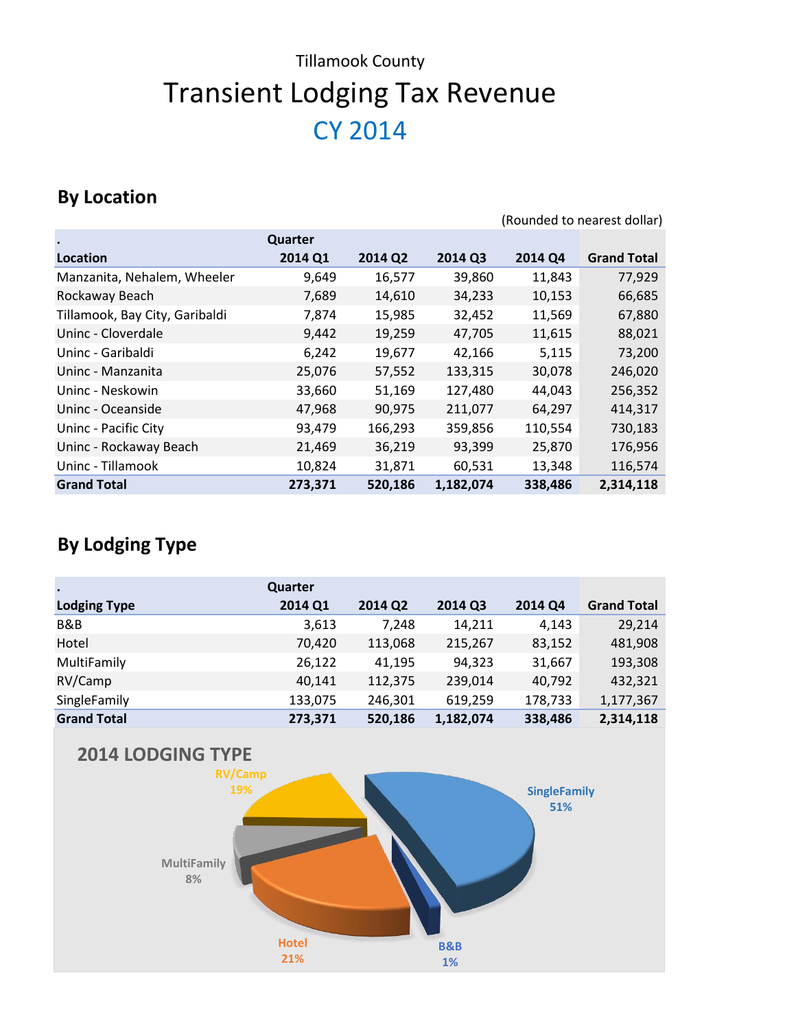Tillamook County

# Transient Lodging Tax Revenue

## CY 2014

### By Location

(Rounded to nearest dollar)

| . Location | Quarter 2014 Q1 | 2014 Q2 | 2014 Q3 | 2014 Q4 | Grand Total |
|---|---|---|---|---|---|
| Manzanita, Nehalem, Wheeler | 9,649 | 16,577 | 39,860 | 11,843 | 77,929 |
| Rockaway Beach | 7,689 | 14,610 | 34,233 | 10,153 | 66,685 |
| Tillamook, Bay City, Garibaldi | 7,874 | 15,985 | 32,452 | 11,569 | 67,880 |
| Uninc - Cloverdale | 9,442 | 19,259 | 47,705 | 11,615 | 88,021 |
| Uninc - Garibaldi | 6,242 | 19,677 | 42,166 | 5,115 | 73,200 |
| Uninc - Manzanita | 25,076 | 57,552 | 133,315 | 30,078 | 246,020 |
| Uninc - Neskowin | 33,660 | 51,169 | 127,480 | 44,043 | 256,352 |
| Uninc - Oceanside | 47,968 | 90,975 | 211,077 | 64,297 | 414,317 |
| Uninc - Pacific City | 93,479 | 166,293 | 359,856 | 110,554 | 730,183 |
| Uninc - Rockaway Beach | 21,469 | 36,219 | 93,399 | 25,870 | 176,956 |
| Uninc - Tillamook | 10,824 | 31,871 | 60,531 | 13,348 | 116,574 |
| **Grand Total** | **273,371** | **520,186** | **1,182,074** | **338,486** | **2,314,118** |

### By Lodging Type

| . Lodging Type | Quarter 2014 Q1 | 2014 Q2 | 2014 Q3 | 2014 Q4 | Grand Total |
|---|---|---|---|---|---|
| B&B | 3,613 | 7,248 | 14,211 | 4,143 | 29,214 |
| Hotel | 70,420 | 113,068 | 215,267 | 83,152 | 481,908 |
| MultiFamily | 26,122 | 41,195 | 94,323 | 31,667 | 193,308 |
| RV/Camp | 40,141 | 112,375 | 239,014 | 40,792 | 432,321 |
| SingleFamily | 133,075 | 246,301 | 619,259 | 178,733 | 1,177,367 |
| **Grand Total** | **273,371** | **520,186** | **1,182,074** | **338,486** | **2,314,118** |

2014 LODGING TYPE

RV/Camp 19%

SingleFamily 51%

MultiFamily 8%

Hotel 21%

B&B 1%